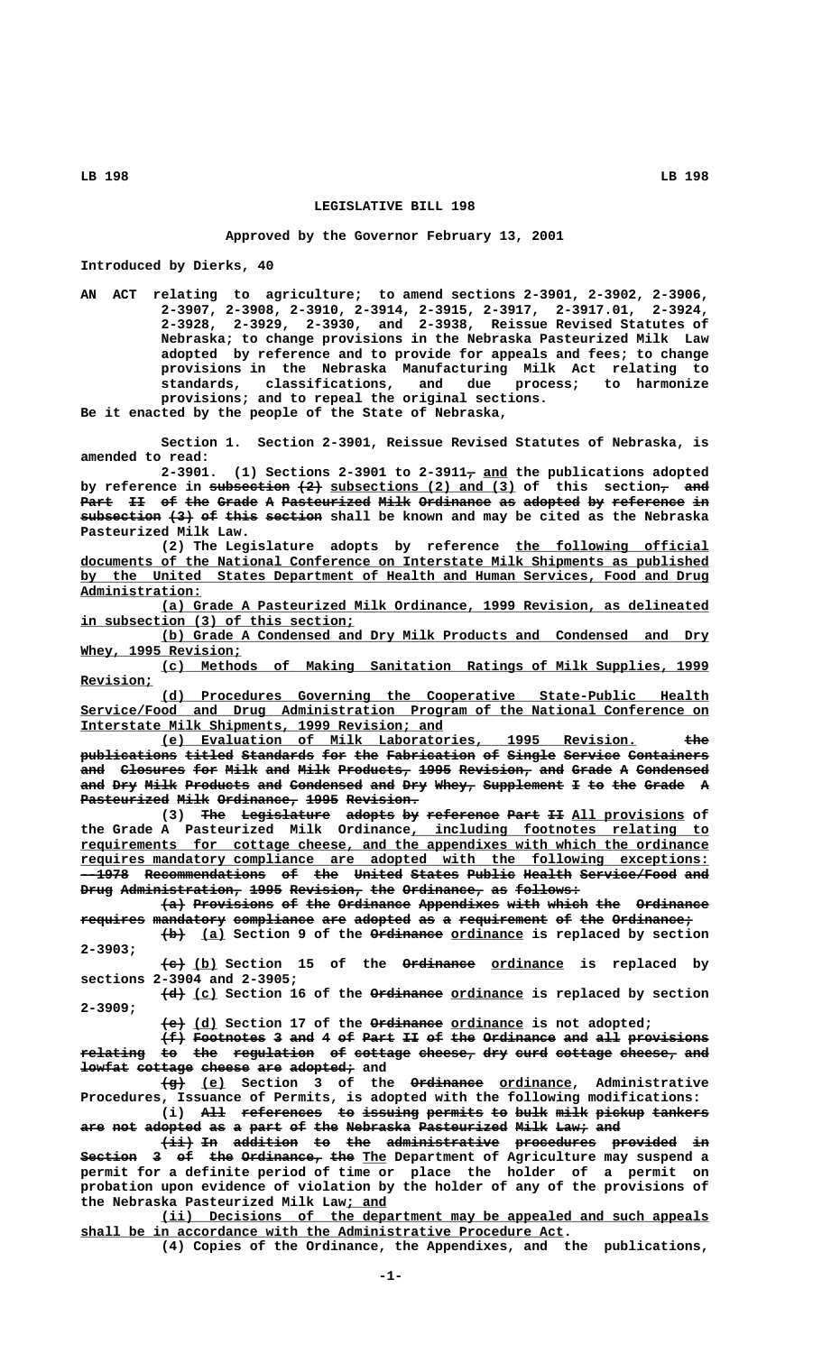# LEGISLATIVE BILL 198

**Approved by the Governor February 13, 2001**

**Introduced by Dierks, 40**

AN ACT relating to agriculture; to amend sections 2-3901, 2-3902, 2-3906, 2-3907, 2-3908, 2-3910, 2-3914, 2-3915, 2-3917, 2-3917.01, 2-3924, 2-3928, 2-3929, 2-3930, and 2-3938, Reissue Revised Statutes of Nebraska; to change provisions in the Nebraska Pasteurized Milk Law adopted by reference and to provide for appeals and fees; to change provisions in the Nebraska Manufacturing Milk Act relating to standards, classifications, and due process; to harmonize provisions; and to repeal the original sections.

Be it enacted by the people of the State of Nebraska,

Section 1. Section 2-3901, Reissue Revised Statutes of Nebraska, is amended to read:

2-3901. (1) Sections 2-3901 to 2-3911, and the publications adopted by reference in subsection (2) subsections (2) and (3) of this section, and Part II of the Grade A Pasteurized Milk Ordinance as adopted by reference in subsection (3) of this section shall be known and may be cited as the Nebraska Pasteurized Milk Law.

(2) The Legislature adopts by reference the following official documents of the National Conference on Interstate Milk Shipments as published by the United States Department of Health and Human Services, Food and Drug Administration:

(a) Grade A Pasteurized Milk Ordinance, 1999 Revision, as delineated in subsection (3) of this section;

(b) Grade A Condensed and Dry Milk Products and Condensed and Dry Whey, 1995 Revision;

(c) Methods of Making Sanitation Ratings of Milk Supplies, 1999 Revision;

(d) Procedures Governing the Cooperative State-Public Health Service/Food and Drug Administration Program of the National Conference on Interstate Milk Shipments, 1999 Revision; and

(e) Evaluation of Milk Laboratories, 1995 Revision. the publications titled Standards for the Fabrication of Single Service Containers and Closures for Milk and Milk Products, 1995 Revision, and Grade A Condensed and Dry Milk Products and Condensed and Dry Whey, Supplement I to the Grade A Pasteurized Milk Ordinance, 1995 Revision.

(3) The Legislature adopts by reference Part II All provisions of the Grade A Pasteurized Milk Ordinance, including footnotes relating to requirements for cottage cheese, and the appendixes with which the ordinance requires mandatory compliance are adopted with the following exceptions: --1978 Recommendations of the United States Public Health Service/Food and Drug Administration, 1995 Revision, the Ordinance, as follows:

(a) Provisions of the Ordinance Appendixes with which the Ordinance requires mandatory compliance are adopted as a requirement of the Ordinance;

(b) (a) Section 9 of the Ordinance ordinance is replaced by section 2-3903;

(c) (b) Section 15 of the Ordinance ordinance is replaced by sections 2-3904 and 2-3905;

(d) (c) Section 16 of the Ordinance ordinance is replaced by section 2-3909;

(e) (d) Section 17 of the Ordinance ordinance is not adopted;

(f) Footnotes 3 and 4 of Part II of the Ordinance and all provisions relating to the regulation of cottage cheese, dry curd cottage cheese, and lowfat cottage cheese are adopted; and

(g) (e) Section 3 of the Ordinance ordinance, Administrative Procedures, Issuance of Permits, is adopted with the following modifications:

(i) All references to issuing permits to bulk milk pickup tankers are not adopted as a part of the Nebraska Pasteurized Milk Law; and

(ii) In addition to the administrative procedures provided in Section 3 of the Ordinance, the The Department of Agriculture may suspend a permit for a definite period of time or place the holder of a permit on probation upon evidence of violation by the holder of any of the provisions of the Nebraska Pasteurized Milk Law; and

(ii) Decisions of the department may be appealed and such appeals shall be in accordance with the Administrative Procedure Act.

(4) Copies of the Ordinance, the Appendixes, and the publications,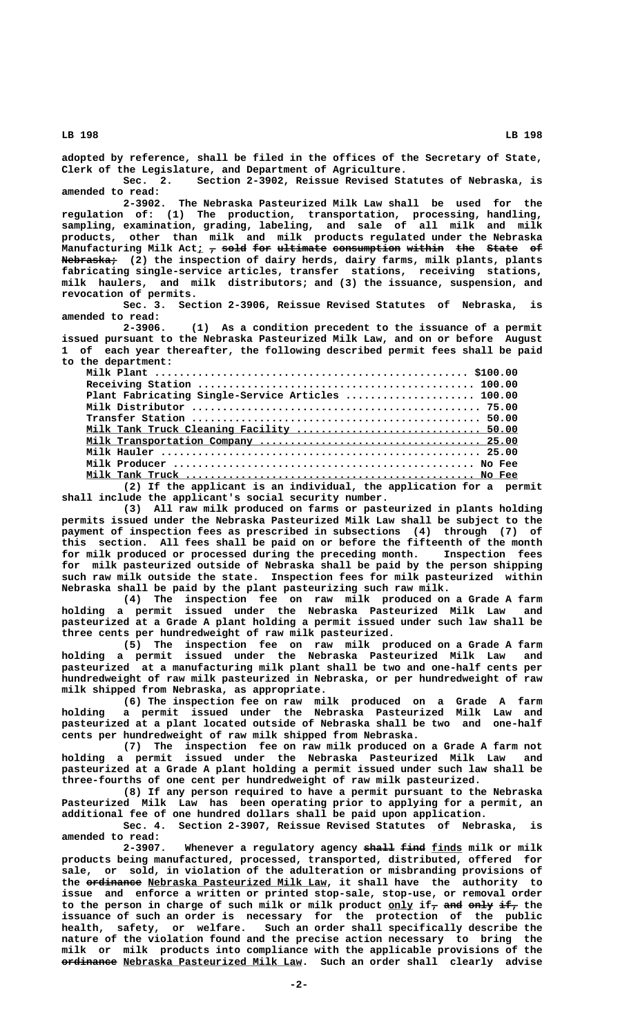adopted by reference, shall be filed in the offices of the Secretary of State, Clerk of the Legislature, and Department of Agriculture.

Sec. 2. Section 2-3902, Reissue Revised Statutes of Nebraska, is amended to read:

2-3902. The Nebraska Pasteurized Milk Law shall be used for the regulation of: (1) The production, transportation, processing, handling, sampling, examination, grading, labeling, and sale of all milk and milk products, other than milk and milk products regulated under the Nebraska Manufacturing Milk Act; ~~, sold for ultimate consumption within the State of Nebraska;~~ (2) the inspection of dairy herds, dairy farms, milk plants, plants fabricating single-service articles, transfer stations, receiving stations, milk haulers, and milk distributors; and (3) the issuance, suspension, and revocation of permits.

Sec. 3. Section 2-3906, Reissue Revised Statutes of Nebraska, is amended to read:

2-3906. (1) As a condition precedent to the issuance of a permit issued pursuant to the Nebraska Pasteurized Milk Law, and on or before August 1 of each year thereafter, the following described permit fees shall be paid to the department:

| | |
|---|---|
| Milk Plant | $100.00 |
| Receiving Station | 100.00 |
| Plant Fabricating Single-Service Articles | 100.00 |
| Milk Distributor | 75.00 |
| Transfer Station | 50.00 |
| Milk Tank Truck Cleaning Facility | 50.00 |
| Milk Transportation Company | 25.00 |
| Milk Hauler | 25.00 |
| Milk Producer | No Fee |
| Milk Tank Truck | No Fee |

(2) If the applicant is an individual, the application for a permit shall include the applicant's social security number.

(3) All raw milk produced on farms or pasteurized in plants holding permits issued under the Nebraska Pasteurized Milk Law shall be subject to the payment of inspection fees as prescribed in subsections (4) through (7) of this section. All fees shall be paid on or before the fifteenth of the month for milk produced or processed during the preceding month. Inspection fees for milk pasteurized outside of Nebraska shall be paid by the person shipping such raw milk outside the state. Inspection fees for milk pasteurized within Nebraska shall be paid by the plant pasteurizing such raw milk.

(4) The inspection fee on raw milk produced on a Grade A farm holding a permit issued under the Nebraska Pasteurized Milk Law and pasteurized at a Grade A plant holding a permit issued under such law shall be three cents per hundredweight of raw milk pasteurized.

(5) The inspection fee on raw milk produced on a Grade A farm holding a permit issued under the Nebraska Pasteurized Milk Law and pasteurized at a manufacturing milk plant shall be two and one-half cents per hundredweight of raw milk pasteurized in Nebraska, or per hundredweight of raw milk shipped from Nebraska, as appropriate.

(6) The inspection fee on raw milk produced on a Grade A farm holding a permit issued under the Nebraska Pasteurized Milk Law and pasteurized at a plant located outside of Nebraska shall be two and one-half cents per hundredweight of raw milk shipped from Nebraska.

(7) The inspection fee on raw milk produced on a Grade A farm not holding a permit issued under the Nebraska Pasteurized Milk Law and pasteurized at a Grade A plant holding a permit issued under such law shall be three-fourths of one cent per hundredweight of raw milk pasteurized.

(8) If any person required to have a permit pursuant to the Nebraska Pasteurized Milk Law has been operating prior to applying for a permit, an additional fee of one hundred dollars shall be paid upon application.

Sec. 4. Section 2-3907, Reissue Revised Statutes of Nebraska, is amended to read:

2-3907. Whenever a regulatory agency ~~shall find~~ finds milk or milk products being manufactured, processed, transported, distributed, offered for sale, or sold, in violation of the adulteration or misbranding provisions of the ~~ordinance~~ Nebraska Pasteurized Milk Law, it shall have the authority to issue and enforce a written or printed stop-sale, stop-use, or removal order to the person in charge of such milk or milk product only if~~, and only if,~~ the issuance of such an order is necessary for the protection of the public health, safety, or welfare. Such an order shall specifically describe the nature of the violation found and the precise action necessary to bring the milk or milk products into compliance with the applicable provisions of the ~~ordinance~~ Nebraska Pasteurized Milk Law. Such an order shall clearly advise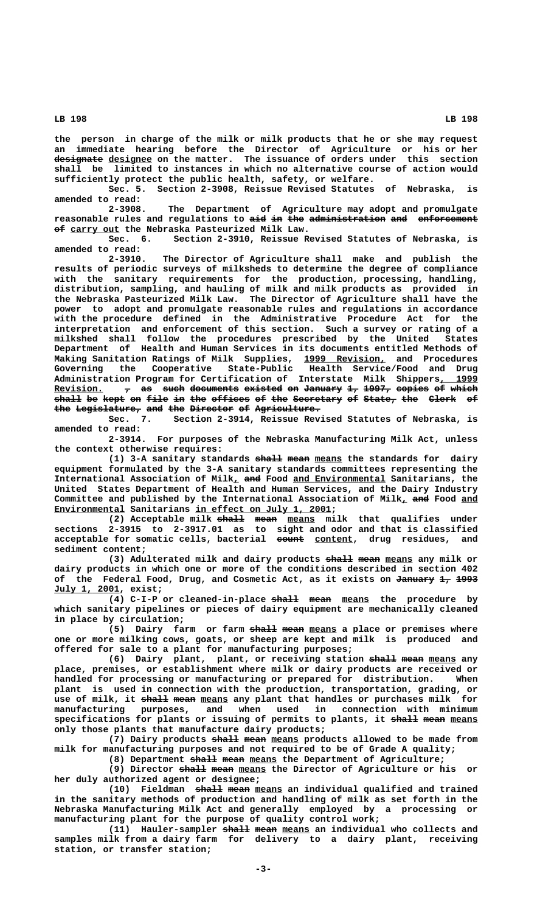the person in charge of the milk or milk products that he or she may request an immediate hearing before the Director of Agriculture or his or her ~~designate~~ designee on the matter. The issuance of orders under this section shall be limited to instances in which no alternative course of action would sufficiently protect the public health, safety, or welfare.

Sec. 5. Section 2-3908, Reissue Revised Statutes of Nebraska, is amended to read:

2-3908. The Department of Agriculture may adopt and promulgate reasonable rules and regulations to ~~aid in the administration and enforcement of~~ carry out the Nebraska Pasteurized Milk Law.

Sec. 6. Section 2-3910, Reissue Revised Statutes of Nebraska, is amended to read:

2-3910. The Director of Agriculture shall make and publish the results of periodic surveys of milksheds to determine the degree of compliance with the sanitary requirements for the production, processing, handling, distribution, sampling, and hauling of milk and milk products as provided in the Nebraska Pasteurized Milk Law. The Director of Agriculture shall have the power to adopt and promulgate reasonable rules and regulations in accordance with the procedure defined in the Administrative Procedure Act for the interpretation and enforcement of this section. Such a survey or rating of a milkshed shall follow the procedures prescribed by the United States Department of Health and Human Services in its documents entitled Methods of Making Sanitation Ratings of Milk Supplies, 1999 Revision, and Procedures Governing the Cooperative State-Public Health Service/Food and Drug Administration Program for Certification of Interstate Milk Shippers, 1999 Revision. ~~, as such documents existed on January 1, 1997, copies of which shall be kept on file in the offices of the Secretary of State, the Clerk of the Legislature, and the Director of Agriculture.~~

Sec. 7. Section 2-3914, Reissue Revised Statutes of Nebraska, is amended to read:

2-3914. For purposes of the Nebraska Manufacturing Milk Act, unless the context otherwise requires:

(1) 3-A sanitary standards ~~shall mean~~ means the standards for dairy equipment formulated by the 3-A sanitary standards committees representing the International Association of Milk, ~~and~~ Food and Environmental Sanitarians, the United States Department of Health and Human Services, and the Dairy Industry Committee and published by the International Association of Milk, ~~and~~ Food and Environmental Sanitarians in effect on July 1, 2001;

(2) Acceptable milk ~~shall mean~~ means milk that qualifies under sections 2-3915 to 2-3917.01 as to sight and odor and that is classified acceptable for somatic cells, bacterial ~~count~~ content, drug residues, and sediment content;

(3) Adulterated milk and dairy products ~~shall mean~~ means any milk or dairy products in which one or more of the conditions described in section 402 of the Federal Food, Drug, and Cosmetic Act, as it exists on ~~January 1, 1993~~ July 1, 2001, exist;

(4) C-I-P or cleaned-in-place ~~shall mean~~ means the procedure by which sanitary pipelines or pieces of dairy equipment are mechanically cleaned in place by circulation;

(5) Dairy farm or farm ~~shall mean~~ means a place or premises where one or more milking cows, goats, or sheep are kept and milk is produced and offered for sale to a plant for manufacturing purposes;

(6) Dairy plant, plant, or receiving station ~~shall mean~~ means any place, premises, or establishment where milk or dairy products are received or handled for processing or manufacturing or prepared for distribution. When plant is used in connection with the production, transportation, grading, or use of milk, it ~~shall mean~~ means any plant that handles or purchases milk for manufacturing purposes, and when used in connection with minimum specifications for plants or issuing of permits to plants, it ~~shall mean~~ means only those plants that manufacture dairy products;

(7) Dairy products ~~shall mean~~ means products allowed to be made from milk for manufacturing purposes and not required to be of Grade A quality;

(8) Department ~~shall mean~~ means the Department of Agriculture;

(9) Director ~~shall mean~~ means the Director of Agriculture or his or her duly authorized agent or designee;

(10) Fieldman ~~shall mean~~ means an individual qualified and trained in the sanitary methods of production and handling of milk as set forth in the Nebraska Manufacturing Milk Act and generally employed by a processing or manufacturing plant for the purpose of quality control work;

(11) Hauler-sampler ~~shall mean~~ means an individual who collects and samples milk from a dairy farm for delivery to a dairy plant, receiving station, or transfer station;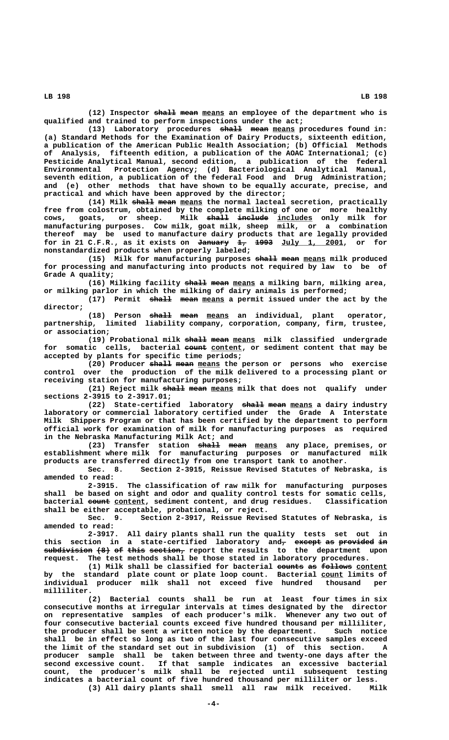(12) Inspector ~~shall mean~~ means an employee of the department who is qualified and trained to perform inspections under the act;

(13) Laboratory procedures ~~shall mean~~ means procedures found in: (a) Standard Methods for the Examination of Dairy Products, sixteenth edition, a publication of the American Public Health Association; (b) Official Methods of Analysis, fifteenth edition, a publication of the AOAC International; (c) Pesticide Analytical Manual, second edition, a publication of the federal Environmental Protection Agency; (d) Bacteriological Analytical Manual, seventh edition, a publication of the federal Food and Drug Administration; and (e) other methods that have shown to be equally accurate, precise, and practical and which have been approved by the director;

(14) Milk ~~shall mean~~ means the normal lacteal secretion, practically free from colostrum, obtained by the complete milking of one or more healthy cows, goats, or sheep. Milk ~~shall include~~ includes only milk for manufacturing purposes. Cow milk, goat milk, sheep milk, or a combination thereof may be used to manufacture dairy products that are legally provided for in 21 C.F.R., as it exists on ~~January 1, 1993~~ July 1, 2001, or for nonstandardized products when properly labeled;

(15) Milk for manufacturing purposes ~~shall mean~~ means milk produced for processing and manufacturing into products not required by law to be of Grade A quality;

(16) Milking facility ~~shall mean~~ means a milking barn, milking area, or milking parlor in which the milking of dairy animals is performed;

(17) Permit ~~shall mean~~ means a permit issued under the act by the director;

(18) Person ~~shall mean~~ means an individual, plant operator, partnership, limited liability company, corporation, company, firm, trustee, or association;

(19) Probational milk ~~shall mean~~ means milk classified undergrade for somatic cells, bacterial ~~count~~ content, or sediment content that may be accepted by plants for specific time periods;

(20) Producer ~~shall mean~~ means the person or persons who exercise control over the production of the milk delivered to a processing plant or receiving station for manufacturing purposes;

(21) Reject milk ~~shall mean~~ means milk that does not qualify under sections 2-3915 to 2-3917.01;

(22) State-certified laboratory ~~shall mean~~ means a dairy industry laboratory or commercial laboratory certified under the Grade A Interstate Milk Shippers Program or that has been certified by the department to perform official work for examination of milk for manufacturing purposes as required in the Nebraska Manufacturing Milk Act; and

(23) Transfer station ~~shall mean~~ means any place, premises, or establishment where milk for manufacturing purposes or manufactured milk products are transferred directly from one transport tank to another.

Sec. 8. Section 2-3915, Reissue Revised Statutes of Nebraska, is amended to read:

2-3915. The classification of raw milk for manufacturing purposes shall be based on sight and odor and quality control tests for somatic cells, bacterial ~~count~~ content, sediment content, and drug residues. Classification shall be either acceptable, probational, or reject.

Sec. 9. Section 2-3917, Reissue Revised Statutes of Nebraska, is amended to read:

2-3917. All dairy plants shall run the quality tests set out in this section in a state-certified laboratory and~~, except as provided in subdivision (8) of this section,~~ report the results to the department upon request. The test methods shall be those stated in laboratory procedures.

(1) Milk shall be classified for bacterial ~~counts as follows~~ content by the standard plate count or plate loop count. Bacterial count limits of individual producer milk shall not exceed five hundred thousand per milliliter.

(2) Bacterial counts shall be run at least four times in six consecutive months at irregular intervals at times designated by the director on representative samples of each producer's milk. Whenever any two out of four consecutive bacterial counts exceed five hundred thousand per milliliter, the producer shall be sent a written notice by the department. Such notice shall be in effect so long as two of the last four consecutive samples exceed the limit of the standard set out in subdivision (1) of this section. A producer sample shall be taken between three and twenty-one days after the second excessive count. If that sample indicates an excessive bacterial count, the producer's milk shall be rejected until subsequent testing indicates a bacterial count of five hundred thousand per milliliter or less.

(3) All dairy plants shall smell all raw milk received. Milk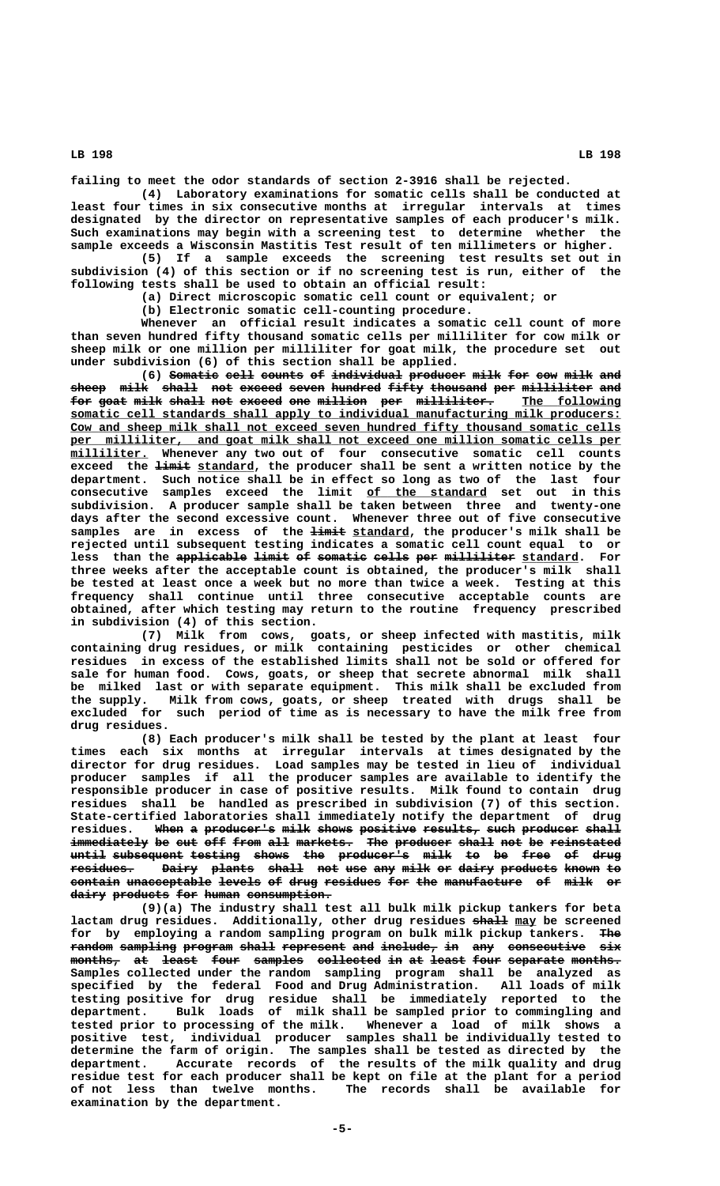failing to meet the odor standards of section 2-3916 shall be rejected.

(4) Laboratory examinations for somatic cells shall be conducted at least four times in six consecutive months at irregular intervals at times designated by the director on representative samples of each producer's milk. Such examinations may begin with a screening test to determine whether the sample exceeds a Wisconsin Mastitis Test result of ten millimeters or higher.

(5) If a sample exceeds the screening test results set out in subdivision (4) of this section or if no screening test is run, either of the following tests shall be used to obtain an official result:

(a) Direct microscopic somatic cell count or equivalent; or

(b) Electronic somatic cell-counting procedure.

Whenever an official result indicates a somatic cell count of more than seven hundred fifty thousand somatic cells per milliliter for cow milk or sheep milk or one million per milliliter for goat milk, the procedure set out under subdivision (6) of this section shall be applied.

(6) ~~Somatic cell counts of individual producer milk for cow milk and sheep milk shall not exceed seven hundred fifty thousand per milliliter and for goat milk shall not exceed one million per milliliter.~~ <u>The following somatic cell standards shall apply to individual manufacturing milk producers: Cow and sheep milk shall not exceed seven hundred fifty thousand somatic cells per milliliter, and goat milk shall not exceed one million somatic cells per milliliter.</u> Whenever any two out of four consecutive somatic cell counts exceed the ~~limit~~ <u>standard</u>, the producer shall be sent a written notice by the department. Such notice shall be in effect so long as two of the last four consecutive samples exceed the limit <u>of the standard</u> set out in this subdivision. A producer sample shall be taken between three and twenty-one days after the second excessive count. Whenever three out of five consecutive samples are in excess of the ~~limit~~ <u>standard</u>, the producer's milk shall be rejected until subsequent testing indicates a somatic cell count equal to or less than the ~~applicable limit of somatic cells per milliliter~~ <u>standard</u>. For three weeks after the acceptable count is obtained, the producer's milk shall be tested at least once a week but no more than twice a week. Testing at this frequency shall continue until three consecutive acceptable counts are obtained, after which testing may return to the routine frequency prescribed in subdivision (4) of this section.

(7) Milk from cows, goats, or sheep infected with mastitis, milk containing drug residues, or milk containing pesticides or other chemical residues in excess of the established limits shall not be sold or offered for sale for human food. Cows, goats, or sheep that secrete abnormal milk shall be milked last or with separate equipment. This milk shall be excluded from the supply. Milk from cows, goats, or sheep treated with drugs shall be excluded for such period of time as is necessary to have the milk free from drug residues.

(8) Each producer's milk shall be tested by the plant at least four times each six months at irregular intervals at times designated by the director for drug residues. Load samples may be tested in lieu of individual producer samples if all the producer samples are available to identify the responsible producer in case of positive results. Milk found to contain drug residues shall be handled as prescribed in subdivision (7) of this section. State-certified laboratories shall immediately notify the department of drug residues. ~~When a producer's milk shows positive results, such producer shall immediately be cut off from all markets. The producer shall not be reinstated until subsequent testing shows the producer's milk to be free of drug residues. Dairy plants shall not use any milk or dairy products known to contain unacceptable levels of drug residues for the manufacture of milk or dairy products for human consumption.~~

(9)(a) The industry shall test all bulk milk pickup tankers for beta lactam drug residues. Additionally, other drug residues ~~shall~~ <u>may</u> be screened for by employing a random sampling program on bulk milk pickup tankers. ~~The random sampling program shall represent and include, in any consecutive six months, at least four samples collected in at least four separate months.~~ Samples collected under the random sampling program shall be analyzed as specified by the federal Food and Drug Administration. All loads of milk testing positive for drug residue shall be immediately reported to the department. Bulk loads of milk shall be sampled prior to commingling and tested prior to processing of the milk. Whenever a load of milk shows a positive test, individual producer samples shall be individually tested to determine the farm of origin. The samples shall be tested as directed by the department. Accurate records of the results of the milk quality and drug residue test for each producer shall be kept on file at the plant for a period of not less than twelve months. The records shall be available for examination by the department.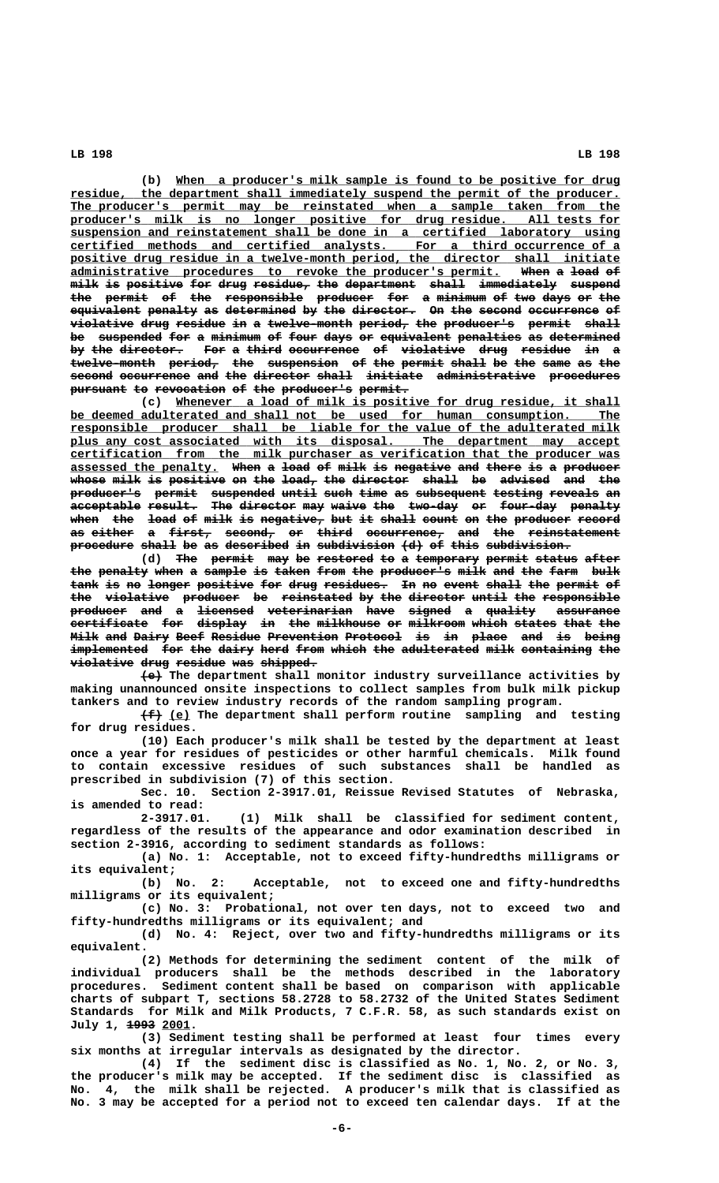(b) When a producer's milk sample is found to be positive for drug residue, the department shall immediately suspend the permit of the producer. The producer's permit may be reinstated when a sample taken from the producer's milk is no longer positive for drug residue. All tests for suspension and reinstatement shall be done in a certified laboratory using certified methods and certified analysts. For a third occurrence of a positive drug residue in a twelve-month period, the director shall initiate administrative procedures to revoke the producer's permit. ~~When a load of milk is positive for drug residue, the department shall immediately suspend the permit of the responsible producer for a minimum of two days or the equivalent penalty as determined by the director. On the second occurrence of violative drug residue in a twelve-month period, the producer's permit shall be suspended for a minimum of four days or equivalent penalties as determined by the director. For a third occurrence of violative drug residue in a twelve-month period, the suspension of the permit shall be the same as the second occurrence and the director shall initiate administrative procedures pursuant to revocation of the producer's permit.~~

(c) Whenever a load of milk is positive for drug residue, it shall be deemed adulterated and shall not be used for human consumption. The responsible producer shall be liable for the value of the adulterated milk plus any cost associated with its disposal. The department may accept certification from the milk purchaser as verification that the producer was assessed the penalty. ~~When a load of milk is negative and there is a producer whose milk is positive on the load, the director shall be advised and the producer's permit suspended until such time as subsequent testing reveals an acceptable result. The director may waive the two-day or four-day penalty when the load of milk is negative, but it shall count on the producer record as either a first, second, or third occurrence, and the reinstatement procedure shall be as described in subdivision (d) of this subdivision.~~

(d) ~~The permit may be restored to a temporary permit status after the penalty when a sample is taken from the producer's milk and the farm bulk tank is no longer positive for drug residues. In no event shall the permit of the violative producer be reinstated by the director until the responsible producer and a licensed veterinarian have signed a quality assurance certificate for display in the milkhouse or milkroom which states that the Milk and Dairy Beef Residue Prevention Protocol is in place and is being implemented for the dairy herd from which the adulterated milk containing the violative drug residue was shipped.~~

~~(e)~~ The department shall monitor industry surveillance activities by making unannounced onsite inspections to collect samples from bulk milk pickup tankers and to review industry records of the random sampling program.

~~(f)~~ (e) The department shall perform routine sampling and testing for drug residues.

(10) Each producer's milk shall be tested by the department at least once a year for residues of pesticides or other harmful chemicals. Milk found to contain excessive residues of such substances shall be handled as prescribed in subdivision (7) of this section.

Sec. 10. Section 2-3917.01, Reissue Revised Statutes of Nebraska, is amended to read:

2-3917.01. (1) Milk shall be classified for sediment content, regardless of the results of the appearance and odor examination described in section 2-3916, according to sediment standards as follows:

(a) No. 1: Acceptable, not to exceed fifty-hundredths milligrams or its equivalent;

(b) No. 2: Acceptable, not to exceed one and fifty-hundredths milligrams or its equivalent;

(c) No. 3: Probational, not over ten days, not to exceed two and fifty-hundredths milligrams or its equivalent; and

(d) No. 4: Reject, over two and fifty-hundredths milligrams or its equivalent.

(2) Methods for determining the sediment content of the milk of individual producers shall be the methods described in the laboratory procedures. Sediment content shall be based on comparison with applicable charts of subpart T, sections 58.2728 to 58.2732 of the United States Sediment Standards for Milk and Milk Products, 7 C.F.R. 58, as such standards exist on July 1, ~~1993~~ 2001.

(3) Sediment testing shall be performed at least four times every six months at irregular intervals as designated by the director.

(4) If the sediment disc is classified as No. 1, No. 2, or No. 3, the producer's milk may be accepted. If the sediment disc is classified as No. 4, the milk shall be rejected. A producer's milk that is classified as No. 3 may be accepted for a period not to exceed ten calendar days. If at the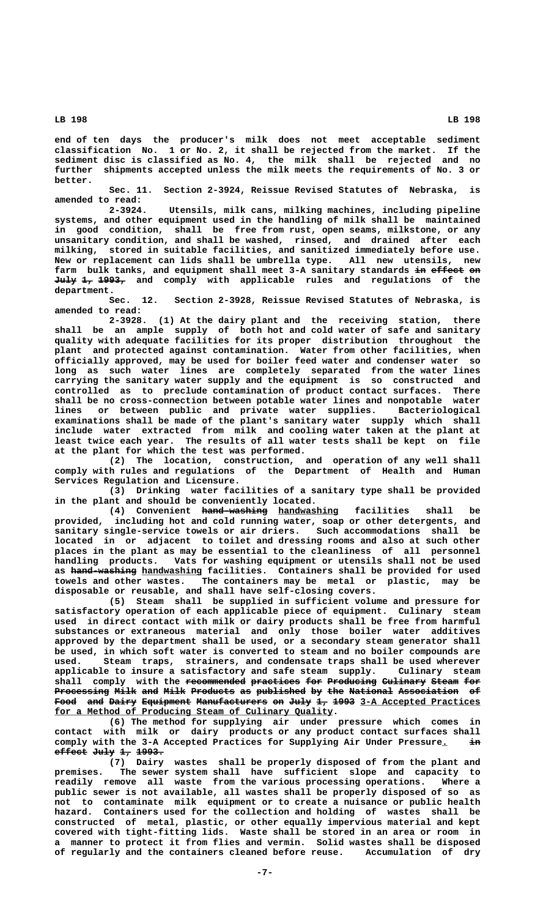end of ten days the producer's milk does not meet acceptable sediment classification No. 1 or No. 2, it shall be rejected from the market. If the sediment disc is classified as No. 4, the milk shall be rejected and no further shipments accepted unless the milk meets the requirements of No. 3 or better.

Sec. 11. Section 2-3924, Reissue Revised Statutes of Nebraska, is amended to read:

2-3924. Utensils, milk cans, milking machines, including pipeline systems, and other equipment used in the handling of milk shall be maintained in good condition, shall be free from rust, open seams, milkstone, or any unsanitary condition, and shall be washed, rinsed, and drained after each milking, stored in suitable facilities, and sanitized immediately before use. New or replacement can lids shall be umbrella type. All new utensils, new farm bulk tanks, and equipment shall meet 3-A sanitary standards ~~in effect on July 1, 1993,~~ and comply with applicable rules and regulations of the department.

Sec. 12. Section 2-3928, Reissue Revised Statutes of Nebraska, is amended to read:

2-3928. (1) At the dairy plant and the receiving station, there shall be an ample supply of both hot and cold water of safe and sanitary quality with adequate facilities for its proper distribution throughout the plant and protected against contamination. Water from other facilities, when officially approved, may be used for boiler feed water and condenser water so long as such water lines are completely separated from the water lines carrying the sanitary water supply and the equipment is so constructed and controlled as to preclude contamination of product contact surfaces. There shall be no cross-connection between potable water lines and nonpotable water lines or between public and private water supplies. Bacteriological examinations shall be made of the plant's sanitary water supply which shall include water extracted from milk and cooling water taken at the plant at least twice each year. The results of all water tests shall be kept on file at the plant for which the test was performed.

(2) The location, construction, and operation of any well shall comply with rules and regulations of the Department of Health and Human Services Regulation and Licensure.

(3) Drinking water facilities of a sanitary type shall be provided in the plant and should be conveniently located.

(4) Convenient ~~hand-washing~~ <u>handwashing</u> facilities shall be provided, including hot and cold running water, soap or other detergents, and sanitary single-service towels or air driers. Such accommodations shall be located in or adjacent to toilet and dressing rooms and also at such other places in the plant as may be essential to the cleanliness of all personnel handling products. Vats for washing equipment or utensils shall not be used as ~~hand-washing~~ <u>handwashing</u> facilities. Containers shall be provided for used towels and other wastes. The containers may be metal or plastic, may be disposable or reusable, and shall have self-closing covers.

(5) Steam shall be supplied in sufficient volume and pressure for satisfactory operation of each applicable piece of equipment. Culinary steam used in direct contact with milk or dairy products shall be free from harmful substances or extraneous material and only those boiler water additives approved by the department shall be used, or a secondary steam generator shall be used, in which soft water is converted to steam and no boiler compounds are used. Steam traps, strainers, and condensate traps shall be used wherever applicable to insure a satisfactory and safe steam supply. Culinary steam shall comply with the ~~recommended practices for Producing Culinary Steam for Processing Milk and Milk Products as published by the National Association of Food and Dairy Equipment Manufacturers on July 1, 1993~~ <u>3-A Accepted Practices for a Method of Producing Steam of Culinary Quality</u>.

(6) The method for supplying air under pressure which comes in contact with milk or dairy products or any product contact surfaces shall comply with the 3-A Accepted Practices for Supplying Air Under Pressure<u>.</u> ~~in effect July 1, 1993.~~

(7) Dairy wastes shall be properly disposed of from the plant and premises. The sewer system shall have sufficient slope and capacity to readily remove all waste from the various processing operations. Where a public sewer is not available, all wastes shall be properly disposed of so as not to contaminate milk equipment or to create a nuisance or public health hazard. Containers used for the collection and holding of wastes shall be constructed of metal, plastic, or other equally impervious material and kept covered with tight-fitting lids. Waste shall be stored in an area or room in a manner to protect it from flies and vermin. Solid wastes shall be disposed of regularly and the containers cleaned before reuse. Accumulation of dry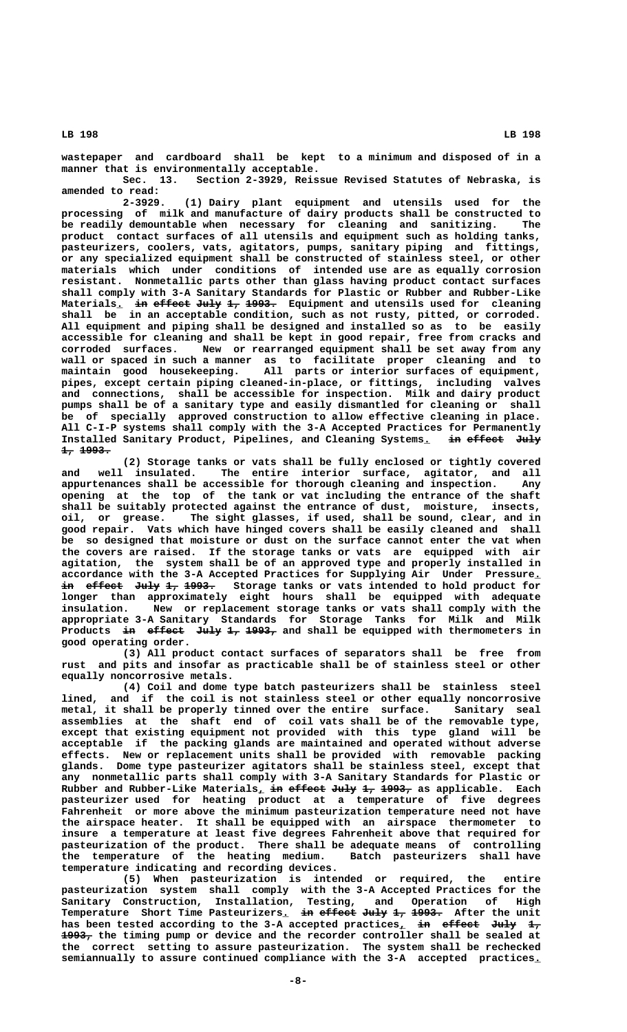wastepaper and cardboard shall be kept to a minimum and disposed of in a manner that is environmentally acceptable.

Sec. 13. Section 2-3929, Reissue Revised Statutes of Nebraska, is amended to read:

2-3929. (1) Dairy plant equipment and utensils used for the processing of milk and manufacture of dairy products shall be constructed to be readily demountable when necessary for cleaning and sanitizing. The product contact surfaces of all utensils and equipment such as holding tanks, pasteurizers, coolers, vats, agitators, pumps, sanitary piping and fittings, or any specialized equipment shall be constructed of stainless steel, or other materials which under conditions of intended use are as equally corrosion resistant. Nonmetallic parts other than glass having product contact surfaces shall comply with 3-A Sanitary Standards for Plastic or Rubber and Rubber-Like Materials. ~~in effect July 1, 1993.~~ Equipment and utensils used for cleaning shall be in an acceptable condition, such as not rusty, pitted, or corroded. All equipment and piping shall be designed and installed so as to be easily accessible for cleaning and shall be kept in good repair, free from cracks and corroded surfaces. New or rearranged equipment shall be set away from any wall or spaced in such a manner as to facilitate proper cleaning and to maintain good housekeeping. All parts or interior surfaces of equipment, pipes, except certain piping cleaned-in-place, or fittings, including valves and connections, shall be accessible for inspection. Milk and dairy product pumps shall be of a sanitary type and easily dismantled for cleaning or shall be of specially approved construction to allow effective cleaning in place. All C-I-P systems shall comply with the 3-A Accepted Practices for Permanently Installed Sanitary Product, Pipelines, and Cleaning Systems. ~~in effect July 1, 1993.~~

(2) Storage tanks or vats shall be fully enclosed or tightly covered and well insulated. The entire interior surface, agitator, and all appurtenances shall be accessible for thorough cleaning and inspection. Any opening at the top of the tank or vat including the entrance of the shaft shall be suitably protected against the entrance of dust, moisture, insects, oil, or grease. The sight glasses, if used, shall be sound, clear, and in good repair. Vats which have hinged covers shall be easily cleaned and shall be so designed that moisture or dust on the surface cannot enter the vat when the covers are raised. If the storage tanks or vats are equipped with air agitation, the system shall be of an approved type and properly installed in accordance with the 3-A Accepted Practices for Supplying Air Under Pressure. ~~in effect July 1, 1993.~~ Storage tanks or vats intended to hold product for longer than approximately eight hours shall be equipped with adequate insulation. New or replacement storage tanks or vats shall comply with the appropriate 3-A Sanitary Standards for Storage Tanks for Milk and Milk Products ~~in effect July 1, 1993,~~ and shall be equipped with thermometers in good operating order.

(3) All product contact surfaces of separators shall be free from rust and pits and insofar as practicable shall be of stainless steel or other equally noncorrosive metals.

(4) Coil and dome type batch pasteurizers shall be stainless steel lined, and if the coil is not stainless steel or other equally noncorrosive metal, it shall be properly tinned over the entire surface. Sanitary seal assemblies at the shaft end of coil vats shall be of the removable type, except that existing equipment not provided with this type gland will be acceptable if the packing glands are maintained and operated without adverse effects. New or replacement units shall be provided with removable packing glands. Dome type pasteurizer agitators shall be stainless steel, except that any nonmetallic parts shall comply with 3-A Sanitary Standards for Plastic or Rubber and Rubber-Like Materials, ~~in effect July 1, 1993,~~ as applicable. Each pasteurizer used for heating product at a temperature of five degrees Fahrenheit or more above the minimum pasteurization temperature need not have the airspace heater. It shall be equipped with an airspace thermometer to insure a temperature at least five degrees Fahrenheit above that required for pasteurization of the product. There shall be adequate means of controlling the temperature of the heating medium. Batch pasteurizers shall have temperature indicating and recording devices.

(5) When pasteurization is intended or required, the entire pasteurization system shall comply with the 3-A Accepted Practices for the Sanitary Construction, Installation, Testing, and Operation of High Temperature Short Time Pasteurizers. ~~in effect July 1, 1993.~~ After the unit has been tested according to the 3-A accepted practices, ~~in effect July 1, 1993,~~ the timing pump or device and the recorder controller shall be sealed at the correct setting to assure pasteurization. The system shall be rechecked semiannually to assure continued compliance with the 3-A accepted practices.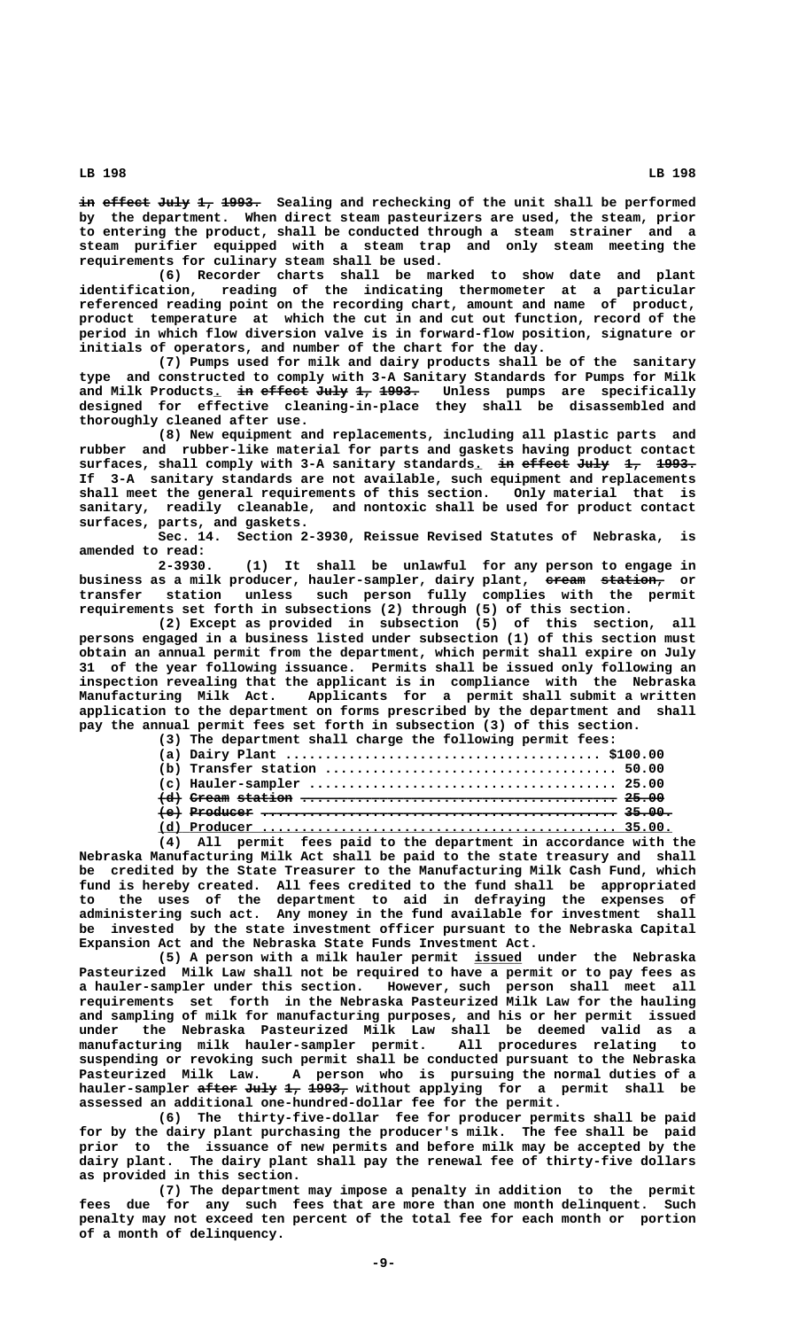~~in effect July 1, 1993.~~ Sealing and rechecking of the unit shall be performed by the department. When direct steam pasteurizers are used, the steam, prior to entering the product, shall be conducted through a steam strainer and a steam purifier equipped with a steam trap and only steam meeting the requirements for culinary steam shall be used.

(6) Recorder charts shall be marked to show date and plant identification, reading of the indicating thermometer at a particular referenced reading point on the recording chart, amount and name of product, product temperature at which the cut in and cut out function, record of the period in which flow diversion valve is in forward-flow position, signature or initials of operators, and number of the chart for the day.

(7) Pumps used for milk and dairy products shall be of the sanitary type and constructed to comply with 3-A Sanitary Standards for Pumps for Milk and Milk Products. ~~in effect July 1, 1993.~~ Unless pumps are specifically designed for effective cleaning-in-place they shall be disassembled and thoroughly cleaned after use.

(8) New equipment and replacements, including all plastic parts and rubber and rubber-like material for parts and gaskets having product contact surfaces, shall comply with 3-A sanitary standards. ~~in effect July 1, 1993.~~ If 3-A sanitary standards are not available, such equipment and replacements shall meet the general requirements of this section. Only material that is sanitary, readily cleanable, and nontoxic shall be used for product contact surfaces, parts, and gaskets.

Sec. 14. Section 2-3930, Reissue Revised Statutes of Nebraska, is amended to read:

2-3930. (1) It shall be unlawful for any person to engage in business as a milk producer, hauler-sampler, dairy plant, ~~cream station,~~ or transfer station unless such person fully complies with the permit requirements set forth in subsections (2) through (5) of this section.

(2) Except as provided in subsection (5) of this section, all persons engaged in a business listed under subsection (1) of this section must obtain an annual permit from the department, which permit shall expire on July 31 of the year following issuance. Permits shall be issued only following an inspection revealing that the applicant is in compliance with the Nebraska Manufacturing Milk Act. Applicants for a permit shall submit a written application to the department on forms prescribed by the department and shall pay the annual permit fees set forth in subsection (3) of this section.

(3) The department shall charge the following permit fees:

(a) Dairy Plant ........................................ $100.00
(b) Transfer station .................................... 50.00
(c) Hauler-sampler ...................................... 25.00
~~(d) Cream station ....................................... 25.00~~
~~(e) Producer ............................................ 35.00.~~
(d) Producer ............................................ 35.00.

(4) All permit fees paid to the department in accordance with the Nebraska Manufacturing Milk Act shall be paid to the state treasury and shall be credited by the State Treasurer to the Manufacturing Milk Cash Fund, which fund is hereby created. All fees credited to the fund shall be appropriated to the uses of the department to aid in defraying the expenses of administering such act. Any money in the fund available for investment shall be invested by the state investment officer pursuant to the Nebraska Capital Expansion Act and the Nebraska State Funds Investment Act.

(5) A person with a milk hauler permit issued under the Nebraska Pasteurized Milk Law shall not be required to have a permit or to pay fees as a hauler-sampler under this section. However, such person shall meet all requirements set forth in the Nebraska Pasteurized Milk Law for the hauling and sampling of milk for manufacturing purposes, and his or her permit issued under the Nebraska Pasteurized Milk Law shall be deemed valid as a manufacturing milk hauler-sampler permit. All procedures relating to suspending or revoking such permit shall be conducted pursuant to the Nebraska Pasteurized Milk Law. A person who is pursuing the normal duties of a hauler-sampler ~~after July 1, 1993,~~ without applying for a permit shall be assessed an additional one-hundred-dollar fee for the permit.

(6) The thirty-five-dollar fee for producer permits shall be paid for by the dairy plant purchasing the producer's milk. The fee shall be paid prior to the issuance of new permits and before milk may be accepted by the dairy plant. The dairy plant shall pay the renewal fee of thirty-five dollars as provided in this section.

(7) The department may impose a penalty in addition to the permit fees due for any such fees that are more than one month delinquent. Such penalty may not exceed ten percent of the total fee for each month or portion of a month of delinquency.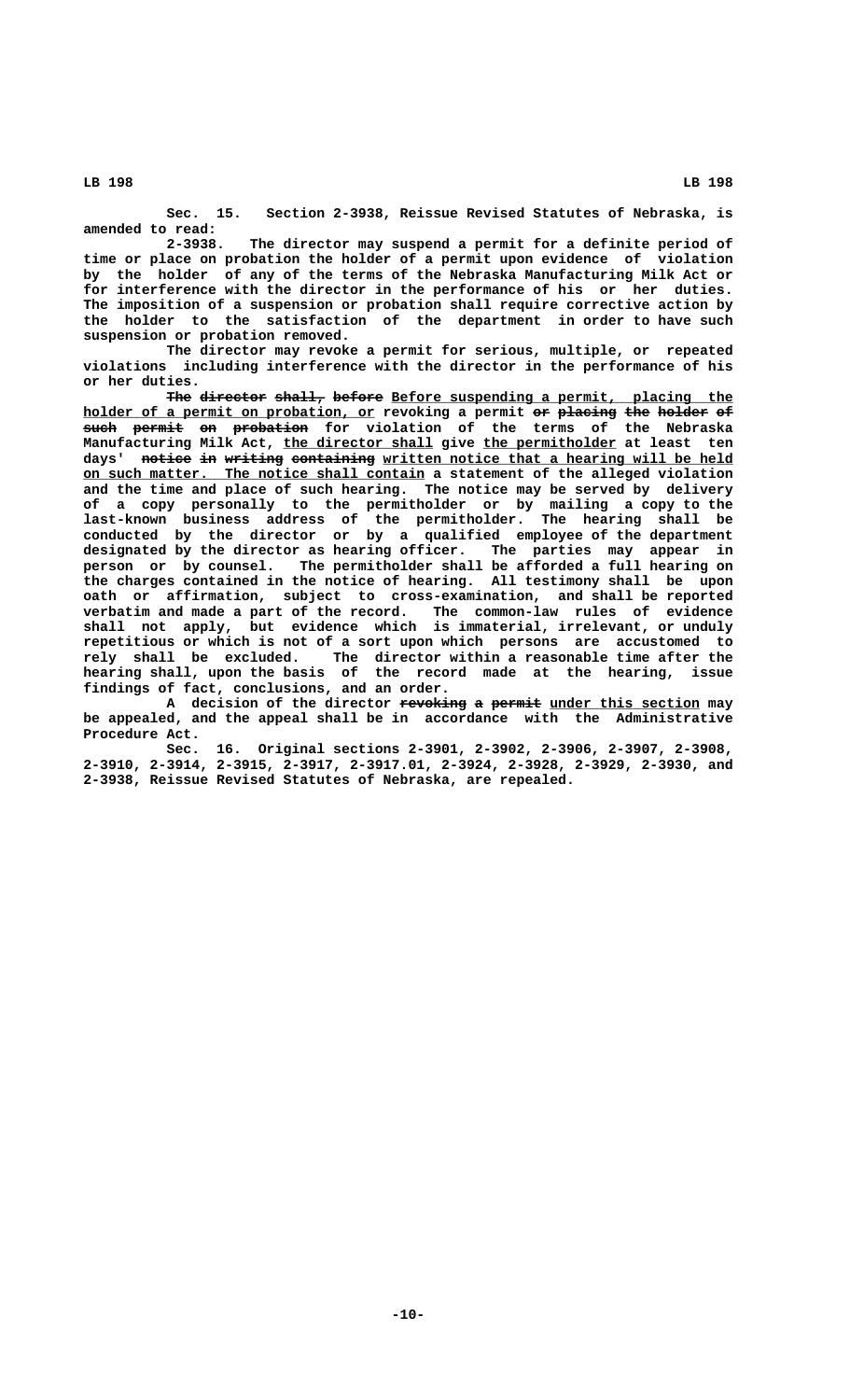Sec. 15. Section 2-3938, Reissue Revised Statutes of Nebraska, is amended to read:

2-3938. The director may suspend a permit for a definite period of time or place on probation the holder of a permit upon evidence of violation by the holder of any of the terms of the Nebraska Manufacturing Milk Act or for interference with the director in the performance of his or her duties. The imposition of a suspension or probation shall require corrective action by the holder to the satisfaction of the department in order to have such suspension or probation removed.

The director may revoke a permit for serious, multiple, or repeated violations including interference with the director in the performance of his or her duties.

~~The director shall, before~~ Before suspending a permit, placing the holder of a permit on probation, or revoking a permit ~~or placing the holder of such permit on probation~~ for violation of the terms of the Nebraska Manufacturing Milk Act, the director shall give the permitholder at least ten days' ~~notice in writing containing~~ written notice that a hearing will be held on such matter. The notice shall contain a statement of the alleged violation and the time and place of such hearing. The notice may be served by delivery of a copy personally to the permitholder or by mailing a copy to the last-known business address of the permitholder. The hearing shall be conducted by the director or by a qualified employee of the department designated by the director as hearing officer. The parties may appear in person or by counsel. The permitholder shall be afforded a full hearing on the charges contained in the notice of hearing. All testimony shall be upon oath or affirmation, subject to cross-examination, and shall be reported verbatim and made a part of the record. The common-law rules of evidence shall not apply, but evidence which is immaterial, irrelevant, or unduly repetitious or which is not of a sort upon which persons are accustomed to rely shall be excluded. The director within a reasonable time after the hearing shall, upon the basis of the record made at the hearing, issue findings of fact, conclusions, and an order.

A decision of the director ~~revoking a permit~~ under this section may be appealed, and the appeal shall be in accordance with the Administrative Procedure Act.

Sec. 16. Original sections 2-3901, 2-3902, 2-3906, 2-3907, 2-3908, 2-3910, 2-3914, 2-3915, 2-3917, 2-3917.01, 2-3924, 2-3928, 2-3929, 2-3930, and 2-3938, Reissue Revised Statutes of Nebraska, are repealed.